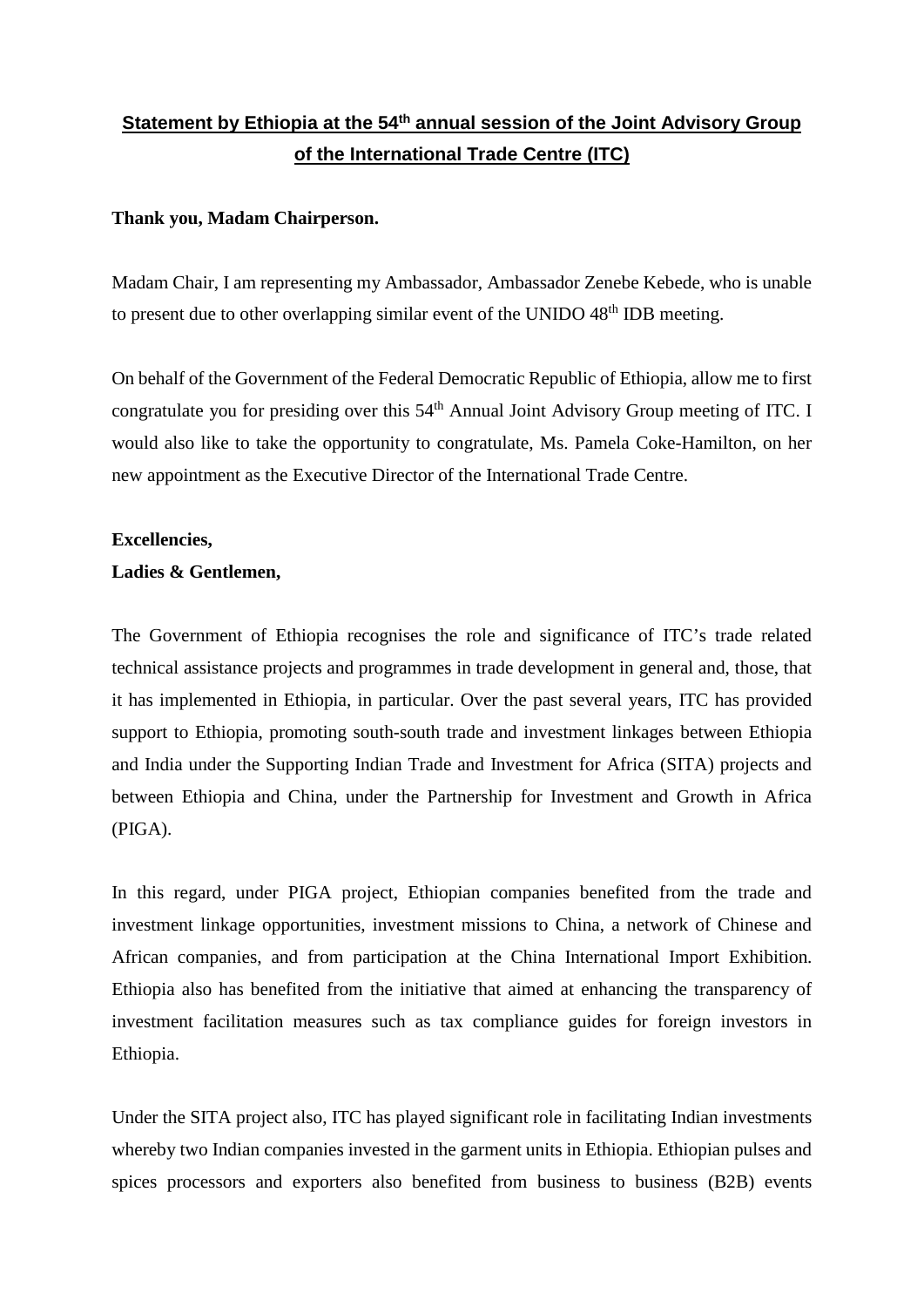**Statement by Ethiopia at the 54th annual session of the Joint Advisory Group of the International Trade Centre (ITC)**

**Thank you, Madam Chairperson.**

Madam Chair, I am representing my Ambassador, Ambassador Zenebe Kebede, who is unable to present due to other overlapping similar event of the UNIDO 48th IDB meeting.

On behalf of the Government of the Federal Democratic Republic of Ethiopia, allow me to first congratulate you for presiding over this 54th Annual Joint Advisory Group meeting of ITC. I would also like to take the opportunity to congratulate, Ms. Pamela Coke-Hamilton, on her new appointment as the Executive Director of the International Trade Centre.

**Excellencies,**
**Ladies & Gentlemen,**

The Government of Ethiopia recognises the role and significance of ITC's trade related technical assistance projects and programmes in trade development in general and, those, that it has implemented in Ethiopia, in particular. Over the past several years, ITC has provided support to Ethiopia, promoting south-south trade and investment linkages between Ethiopia and India under the Supporting Indian Trade and Investment for Africa (SITA) projects and between Ethiopia and China, under the Partnership for Investment and Growth in Africa (PIGA).

In this regard, under PIGA project, Ethiopian companies benefited from the trade and investment linkage opportunities, investment missions to China, a network of Chinese and African companies, and from participation at the China International Import Exhibition. Ethiopia also has benefited from the initiative that aimed at enhancing the transparency of investment facilitation measures such as tax compliance guides for foreign investors in Ethiopia.

Under the SITA project also, ITC has played significant role in facilitating Indian investments whereby two Indian companies invested in the garment units in Ethiopia. Ethiopian pulses and spices processors and exporters also benefited from business to business (B2B) events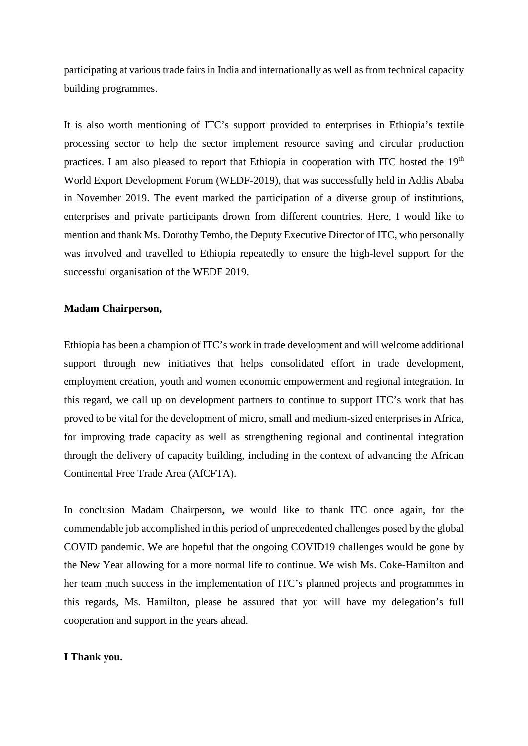participating at various trade fairs in India and internationally as well as from technical capacity building programmes.

It is also worth mentioning of ITC's support provided to enterprises in Ethiopia's textile processing sector to help the sector implement resource saving and circular production practices. I am also pleased to report that Ethiopia in cooperation with ITC hosted the 19th World Export Development Forum (WEDF-2019), that was successfully held in Addis Ababa in November 2019. The event marked the participation of a diverse group of institutions, enterprises and private participants drown from different countries. Here, I would like to mention and thank Ms. Dorothy Tembo, the Deputy Executive Director of ITC, who personally was involved and travelled to Ethiopia repeatedly to ensure the high-level support for the successful organisation of the WEDF 2019.

**Madam Chairperson,**

Ethiopia has been a champion of ITC's work in trade development and will welcome additional support through new initiatives that helps consolidated effort in trade development, employment creation, youth and women economic empowerment and regional integration. In this regard, we call up on development partners to continue to support ITC's work that has proved to be vital for the development of micro, small and medium-sized enterprises in Africa, for improving trade capacity as well as strengthening regional and continental integration through the delivery of capacity building, including in the context of advancing the African Continental Free Trade Area (AfCFTA).

In conclusion Madam Chairperson**,** we would like to thank ITC once again, for the commendable job accomplished in this period of unprecedented challenges posed by the global COVID pandemic. We are hopeful that the ongoing COVID19 challenges would be gone by the New Year allowing for a more normal life to continue. We wish Ms. Coke-Hamilton and her team much success in the implementation of ITC's planned projects and programmes in this regards, Ms. Hamilton, please be assured that you will have my delegation's full cooperation and support in the years ahead.

**I Thank you.**